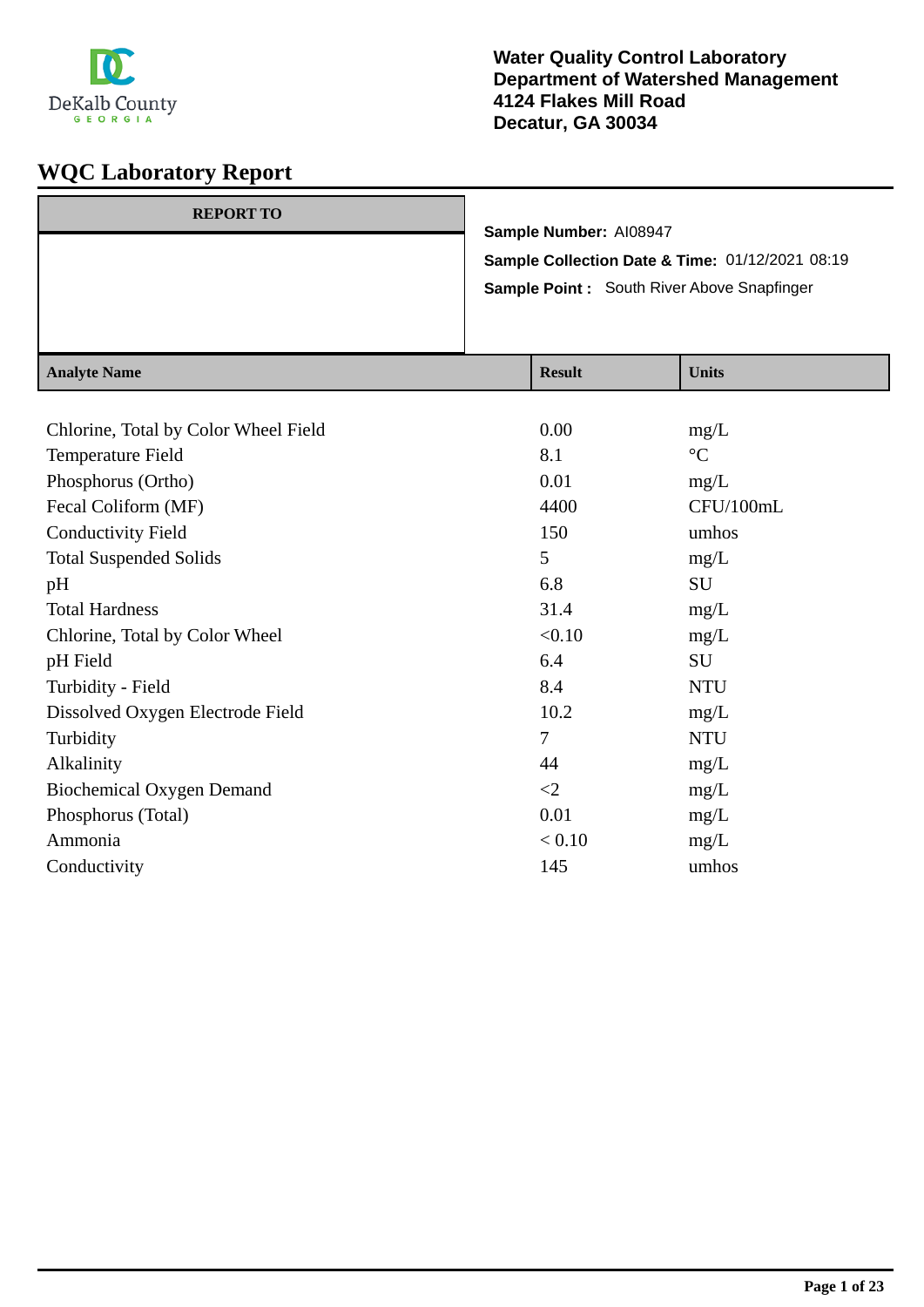**Water Quality Control Laboratory**
**Department of Watershed Management**
**4124 Flakes Mill Road**
**Decatur, GA 30034**

# WQC Laboratory Report

**REPORT TO**

**Sample Number:** AI08947

**Sample Collection Date & Time:** 01/12/2021 08:19

**Sample Point :** South River Above Snapfinger

| Analyte Name | Result | Units |
|---|---|---|
| Chlorine, Total by Color Wheel Field | 0.00 | mg/L |
| Temperature Field | 8.1 | °C |
| Phosphorus (Ortho) | 0.01 | mg/L |
| Fecal Coliform (MF) | 4400 | CFU/100mL |
| Conductivity Field | 150 | umhos |
| Total Suspended Solids | 5 | mg/L |
| pH | 6.8 | SU |
| Total Hardness | 31.4 | mg/L |
| Chlorine, Total by Color Wheel | <0.10 | mg/L |
| pH Field | 6.4 | SU |
| Turbidity - Field | 8.4 | NTU |
| Dissolved Oxygen Electrode Field | 10.2 | mg/L |
| Turbidity | 7 | NTU |
| Alkalinity | 44 | mg/L |
| Biochemical Oxygen Demand | <2 | mg/L |
| Phosphorus (Total) | 0.01 | mg/L |
| Ammonia | < 0.10 | mg/L |
| Conductivity | 145 | umhos |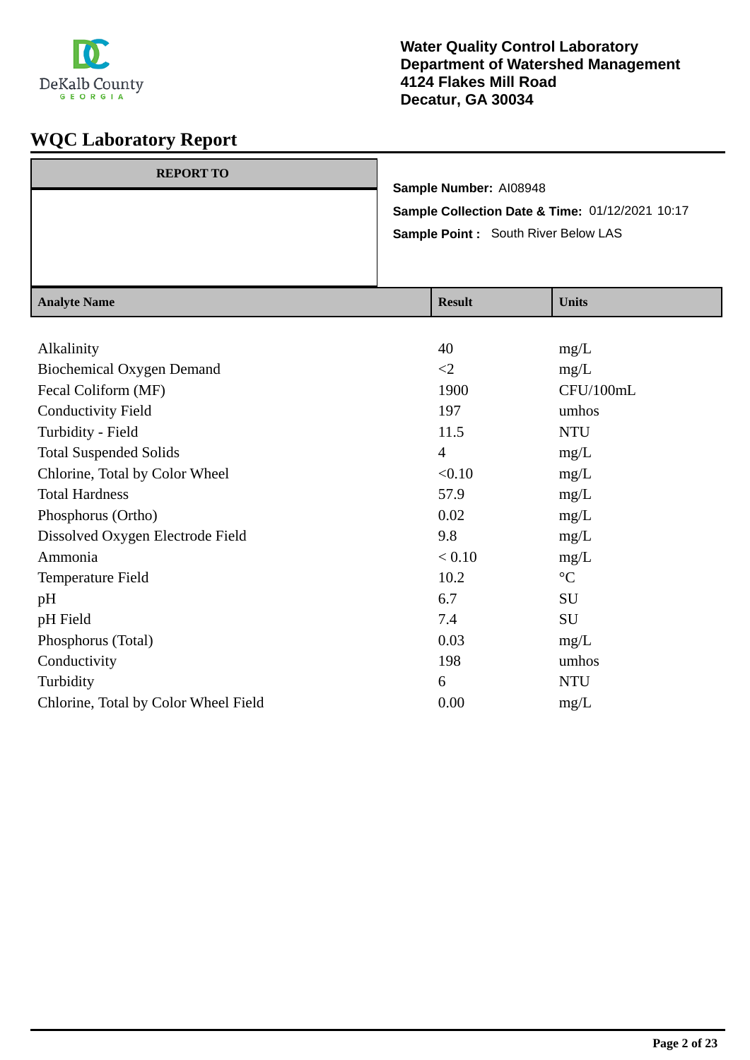DeKalb County
GEORGIA

**Water Quality Control Laboratory**
**Department of Watershed Management**
**4124 Flakes Mill Road**
**Decatur, GA 30034**

# WQC Laboratory Report

| REPORT TO |
|---|
| |

**Sample Number:** AI08948

**Sample Collection Date & Time:** 01/12/2021 10:17

**Sample Point :** South River Below LAS

| Analyte Name | Result | Units |
|---|---|---|
| Alkalinity | 40 | mg/L |
| Biochemical Oxygen Demand | <2 | mg/L |
| Fecal Coliform (MF) | 1900 | CFU/100mL |
| Conductivity Field | 197 | umhos |
| Turbidity - Field | 11.5 | NTU |
| Total Suspended Solids | 4 | mg/L |
| Chlorine, Total by Color Wheel | <0.10 | mg/L |
| Total Hardness | 57.9 | mg/L |
| Phosphorus (Ortho) | 0.02 | mg/L |
| Dissolved Oxygen Electrode Field | 9.8 | mg/L |
| Ammonia | < 0.10 | mg/L |
| Temperature Field | 10.2 | °C |
| pH | 6.7 | SU |
| pH Field | 7.4 | SU |
| Phosphorus (Total) | 0.03 | mg/L |
| Conductivity | 198 | umhos |
| Turbidity | 6 | NTU |
| Chlorine, Total by Color Wheel Field | 0.00 | mg/L |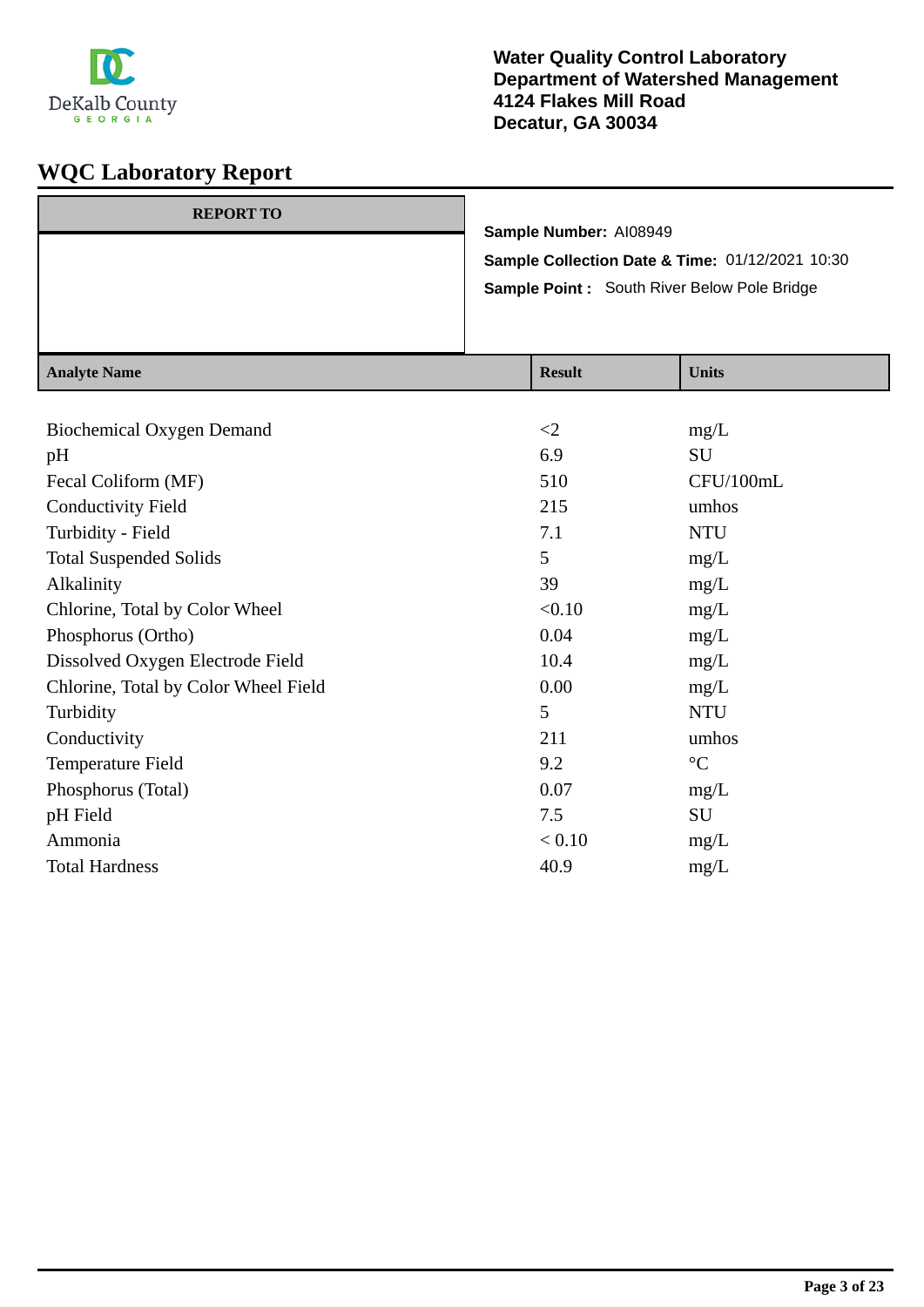**Water Quality Control Laboratory**
**Department of Watershed Management**
**4124 Flakes Mill Road**
**Decatur, GA 30034**

# WQC Laboratory Report

| REPORT TO |
|---|
| |

**Sample Number:** AI08949

**Sample Collection Date & Time:** 01/12/2021 10:30

**Sample Point :** South River Below Pole Bridge

| Analyte Name | Result | Units |
|---|---|---|
| Biochemical Oxygen Demand | <2 | mg/L |
| pH | 6.9 | SU |
| Fecal Coliform (MF) | 510 | CFU/100mL |
| Conductivity Field | 215 | umhos |
| Turbidity - Field | 7.1 | NTU |
| Total Suspended Solids | 5 | mg/L |
| Alkalinity | 39 | mg/L |
| Chlorine, Total by Color Wheel | <0.10 | mg/L |
| Phosphorus (Ortho) | 0.04 | mg/L |
| Dissolved Oxygen Electrode Field | 10.4 | mg/L |
| Chlorine, Total by Color Wheel Field | 0.00 | mg/L |
| Turbidity | 5 | NTU |
| Conductivity | 211 | umhos |
| Temperature Field | 9.2 | °C |
| Phosphorus (Total) | 0.07 | mg/L |
| pH Field | 7.5 | SU |
| Ammonia | < 0.10 | mg/L |
| Total Hardness | 40.9 | mg/L |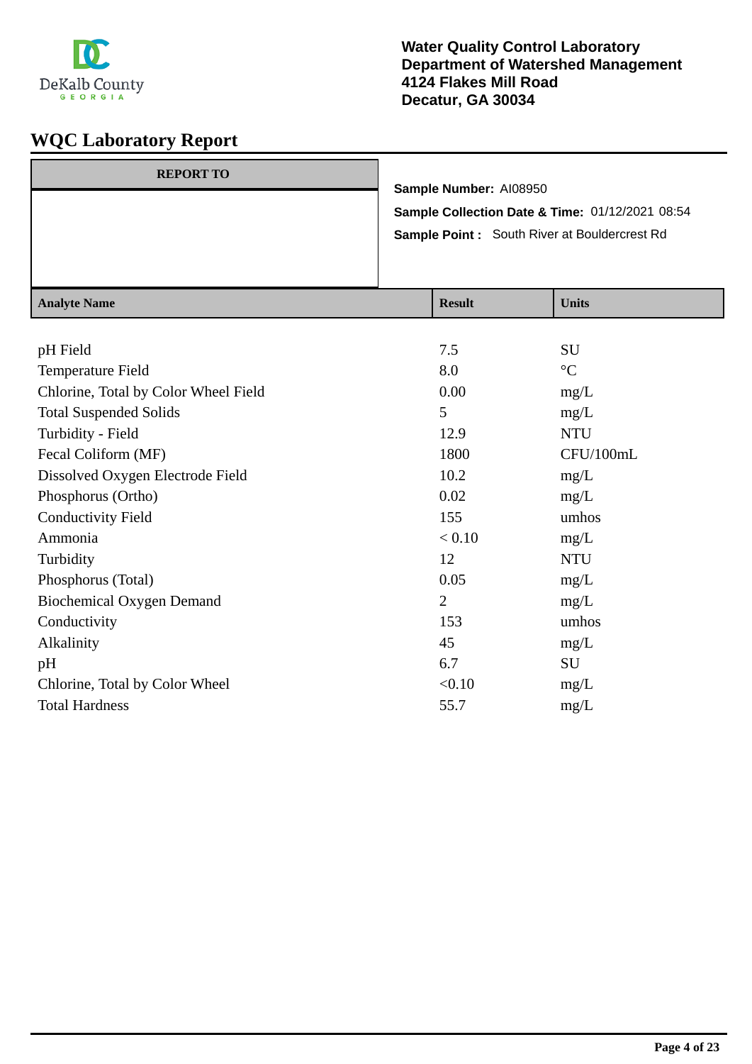DeKalb County
GEORGIA

**Water Quality Control Laboratory**
**Department of Watershed Management**
**4124 Flakes Mill Road**
**Decatur, GA 30034**

# WQC Laboratory Report

| REPORT TO |
|---|
| |

**Sample Number:** AI08950

**Sample Collection Date & Time:** 01/12/2021 08:54

**Sample Point :** South River at Bouldercrest Rd

| Analyte Name | Result | Units |
|---|---|---|
| pH Field | 7.5 | SU |
| Temperature Field | 8.0 | °C |
| Chlorine, Total by Color Wheel Field | 0.00 | mg/L |
| Total Suspended Solids | 5 | mg/L |
| Turbidity - Field | 12.9 | NTU |
| Fecal Coliform (MF) | 1800 | CFU/100mL |
| Dissolved Oxygen Electrode Field | 10.2 | mg/L |
| Phosphorus (Ortho) | 0.02 | mg/L |
| Conductivity Field | 155 | umhos |
| Ammonia | < 0.10 | mg/L |
| Turbidity | 12 | NTU |
| Phosphorus (Total) | 0.05 | mg/L |
| Biochemical Oxygen Demand | 2 | mg/L |
| Conductivity | 153 | umhos |
| Alkalinity | 45 | mg/L |
| pH | 6.7 | SU |
| Chlorine, Total by Color Wheel | <0.10 | mg/L |
| Total Hardness | 55.7 | mg/L |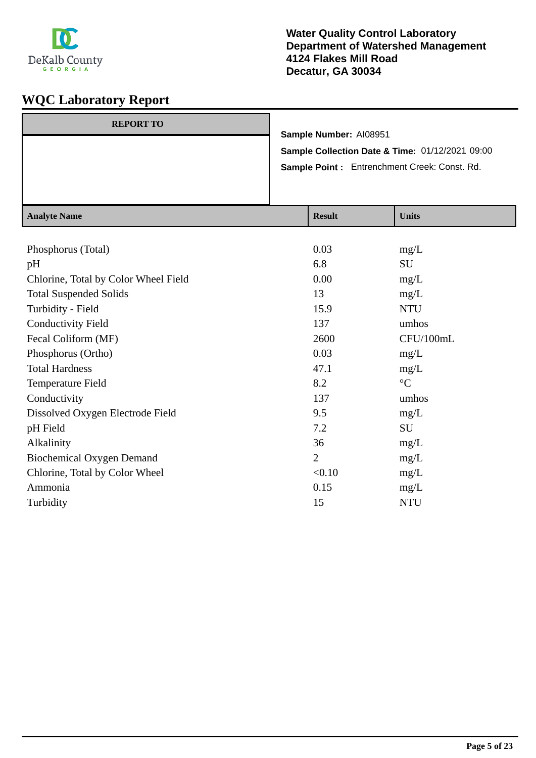**Water Quality Control Laboratory**
**Department of Watershed Management**
**4124 Flakes Mill Road**
**Decatur, GA 30034**

# WQC Laboratory Report

| REPORT TO |
|---|
| |

**Sample Number:** AI08951

**Sample Collection Date & Time:** 01/12/2021 09:00

**Sample Point :** Entrenchment Creek: Const. Rd.

| Analyte Name | Result | Units |
|---|---|---|
| Phosphorus (Total) | 0.03 | mg/L |
| pH | 6.8 | SU |
| Chlorine, Total by Color Wheel Field | 0.00 | mg/L |
| Total Suspended Solids | 13 | mg/L |
| Turbidity - Field | 15.9 | NTU |
| Conductivity Field | 137 | umhos |
| Fecal Coliform (MF) | 2600 | CFU/100mL |
| Phosphorus (Ortho) | 0.03 | mg/L |
| Total Hardness | 47.1 | mg/L |
| Temperature Field | 8.2 | °C |
| Conductivity | 137 | umhos |
| Dissolved Oxygen Electrode Field | 9.5 | mg/L |
| pH Field | 7.2 | SU |
| Alkalinity | 36 | mg/L |
| Biochemical Oxygen Demand | 2 | mg/L |
| Chlorine, Total by Color Wheel | <0.10 | mg/L |
| Ammonia | 0.15 | mg/L |
| Turbidity | 15 | NTU |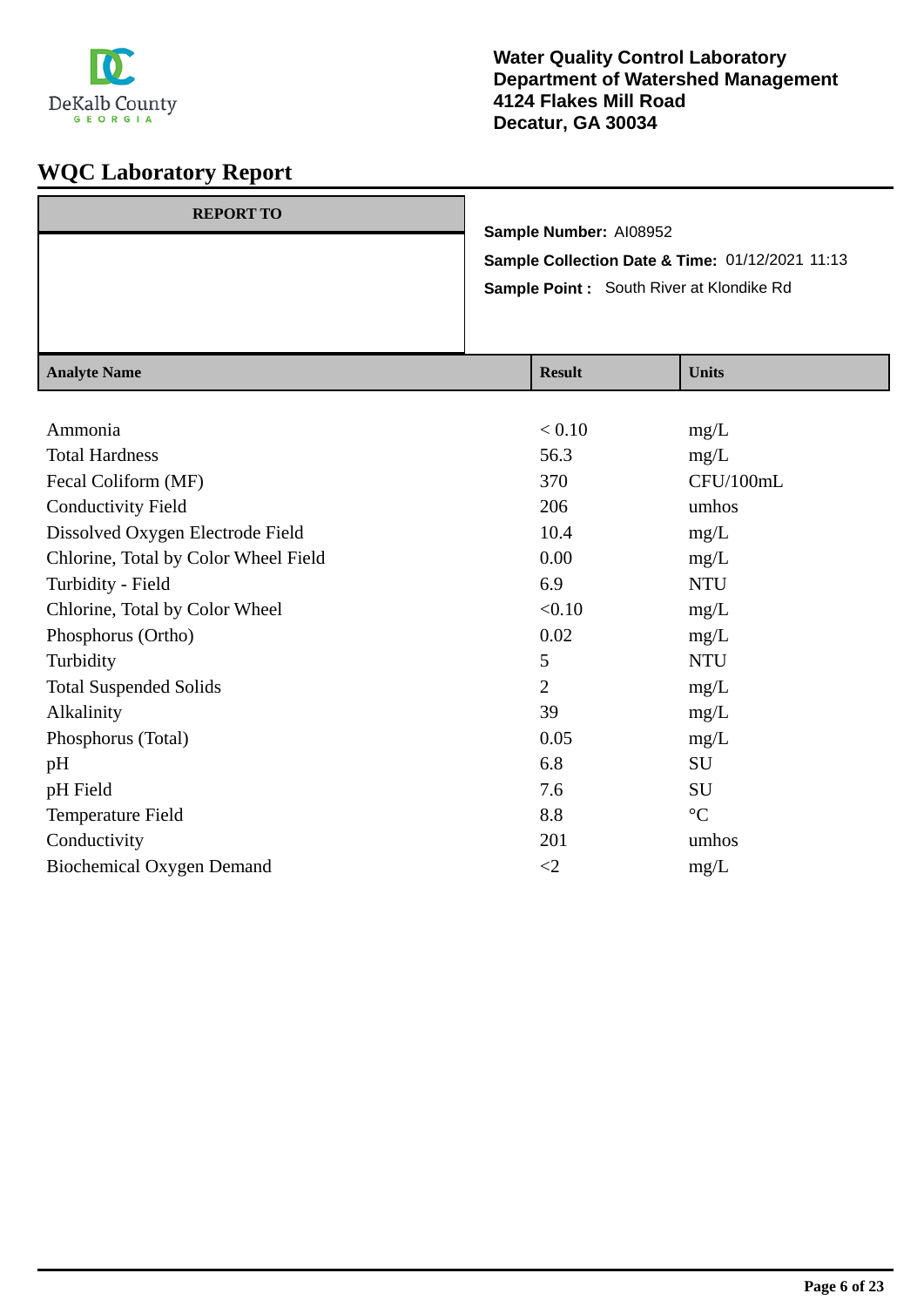DeKalb County GEORGIA

**Water Quality Control Laboratory**
**Department of Watershed Management**
**4124 Flakes Mill Road**
**Decatur, GA 30034**

# WQC Laboratory Report

| REPORT TO |
|---|
| |

**Sample Number:** AI08952

**Sample Collection Date & Time:** 01/12/2021 11:13

**Sample Point :** South River at Klondike Rd

| Analyte Name | Result | Units |
|---|---|---|
| Ammonia | < 0.10 | mg/L |
| Total Hardness | 56.3 | mg/L |
| Fecal Coliform (MF) | 370 | CFU/100mL |
| Conductivity Field | 206 | umhos |
| Dissolved Oxygen Electrode Field | 10.4 | mg/L |
| Chlorine, Total by Color Wheel Field | 0.00 | mg/L |
| Turbidity - Field | 6.9 | NTU |
| Chlorine, Total by Color Wheel | <0.10 | mg/L |
| Phosphorus (Ortho) | 0.02 | mg/L |
| Turbidity | 5 | NTU |
| Total Suspended Solids | 2 | mg/L |
| Alkalinity | 39 | mg/L |
| Phosphorus (Total) | 0.05 | mg/L |
| pH | 6.8 | SU |
| pH Field | 7.6 | SU |
| Temperature Field | 8.8 | °C |
| Conductivity | 201 | umhos |
| Biochemical Oxygen Demand | <2 | mg/L |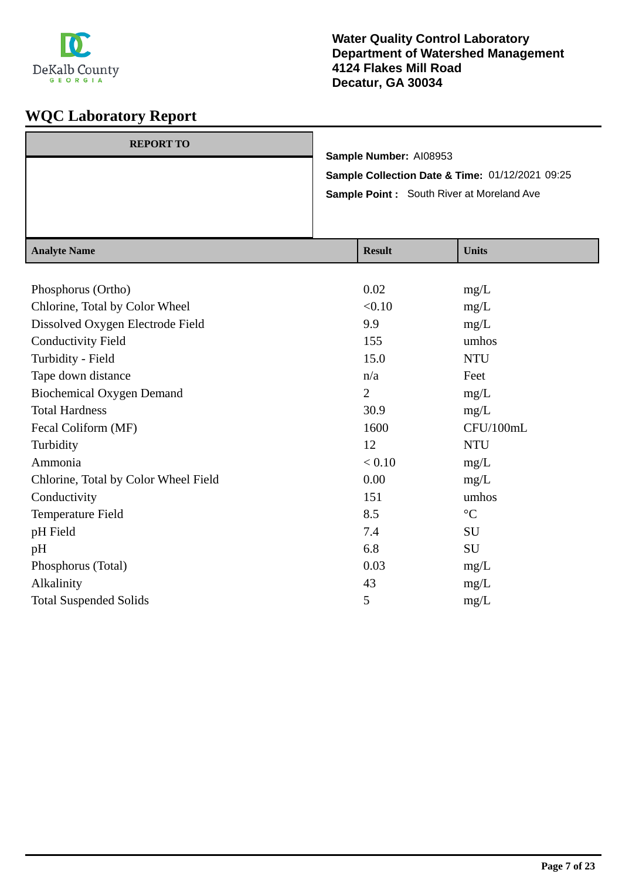DeKalb County
GEORGIA

**Water Quality Control Laboratory**
**Department of Watershed Management**
**4124 Flakes Mill Road**
**Decatur, GA 30034**

# WQC Laboratory Report

| REPORT TO |
|---|
| |

**Sample Number:** AI08953

**Sample Collection Date & Time:** 01/12/2021 09:25

**Sample Point :** South River at Moreland Ave

| Analyte Name | Result | Units |
|---|---|---|
| Phosphorus (Ortho) | 0.02 | mg/L |
| Chlorine, Total by Color Wheel | <0.10 | mg/L |
| Dissolved Oxygen Electrode Field | 9.9 | mg/L |
| Conductivity Field | 155 | umhos |
| Turbidity - Field | 15.0 | NTU |
| Tape down distance | n/a | Feet |
| Biochemical Oxygen Demand | 2 | mg/L |
| Total Hardness | 30.9 | mg/L |
| Fecal Coliform (MF) | 1600 | CFU/100mL |
| Turbidity | 12 | NTU |
| Ammonia | < 0.10 | mg/L |
| Chlorine, Total by Color Wheel Field | 0.00 | mg/L |
| Conductivity | 151 | umhos |
| Temperature Field | 8.5 | °C |
| pH Field | 7.4 | SU |
| pH | 6.8 | SU |
| Phosphorus (Total) | 0.03 | mg/L |
| Alkalinity | 43 | mg/L |
| Total Suspended Solids | 5 | mg/L |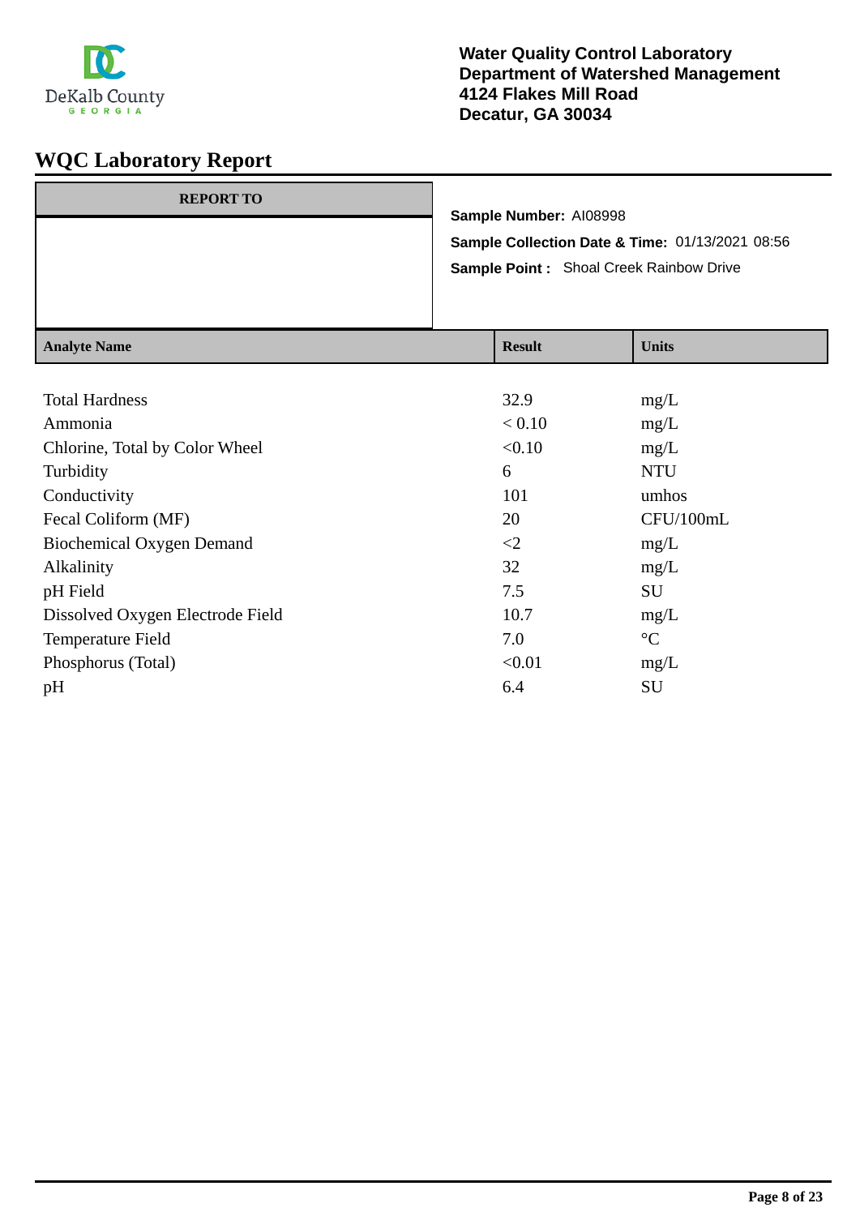DeKalb County
GEORGIA

**Water Quality Control Laboratory**
**Department of Watershed Management**
**4124 Flakes Mill Road**
**Decatur, GA 30034**

# WQC Laboratory Report

| REPORT TO |
|---|
| |

**Sample Number:** AI08998

**Sample Collection Date & Time:** 01/13/2021 08:56

**Sample Point :** Shoal Creek Rainbow Drive

| Analyte Name | Result | Units |
|---|---|---|
| Total Hardness | 32.9 | mg/L |
| Ammonia | < 0.10 | mg/L |
| Chlorine, Total by Color Wheel | <0.10 | mg/L |
| Turbidity | 6 | NTU |
| Conductivity | 101 | umhos |
| Fecal Coliform (MF) | 20 | CFU/100mL |
| Biochemical Oxygen Demand | <2 | mg/L |
| Alkalinity | 32 | mg/L |
| pH Field | 7.5 | SU |
| Dissolved Oxygen Electrode Field | 10.7 | mg/L |
| Temperature Field | 7.0 | °C |
| Phosphorus (Total) | <0.01 | mg/L |
| pH | 6.4 | SU |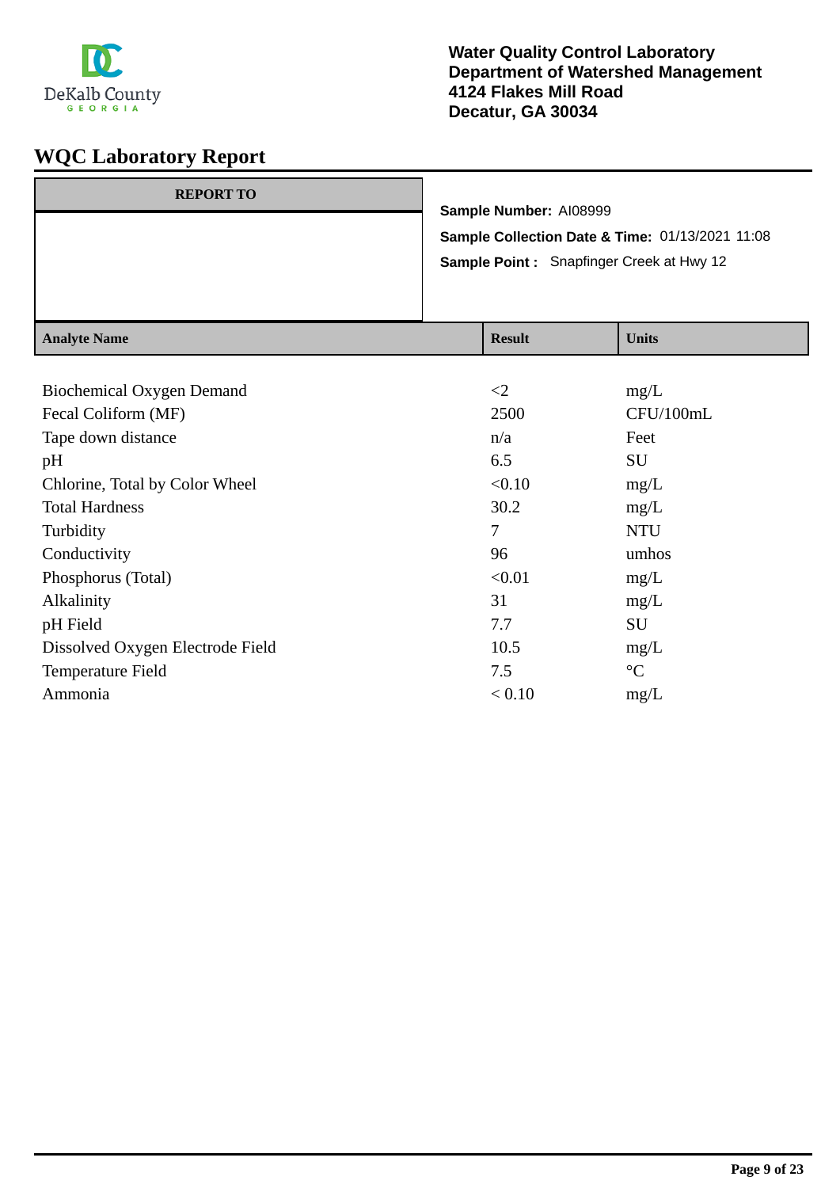**Water Quality Control Laboratory**
**Department of Watershed Management**
**4124 Flakes Mill Road**
**Decatur, GA 30034**

# WQC Laboratory Report

| REPORT TO |
|---|
| |

**Sample Number:** AI08999

**Sample Collection Date & Time:** 01/13/2021 11:08

**Sample Point :** Snapfinger Creek at Hwy 12

| Analyte Name | Result | Units |
|---|---|---|
| Biochemical Oxygen Demand | <2 | mg/L |
| Fecal Coliform (MF) | 2500 | CFU/100mL |
| Tape down distance | n/a | Feet |
| pH | 6.5 | SU |
| Chlorine, Total by Color Wheel | <0.10 | mg/L |
| Total Hardness | 30.2 | mg/L |
| Turbidity | 7 | NTU |
| Conductivity | 96 | umhos |
| Phosphorus (Total) | <0.01 | mg/L |
| Alkalinity | 31 | mg/L |
| pH Field | 7.7 | SU |
| Dissolved Oxygen Electrode Field | 10.5 | mg/L |
| Temperature Field | 7.5 | °C |
| Ammonia | < 0.10 | mg/L |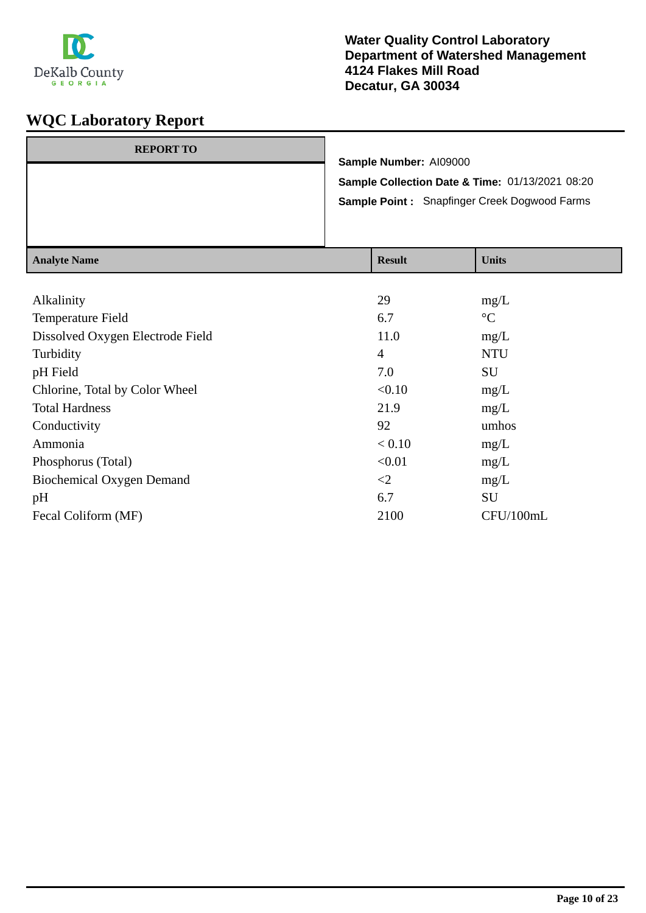DeKalb County GEORGIA

**Water Quality Control Laboratory**
**Department of Watershed Management**
**4124 Flakes Mill Road**
**Decatur, GA 30034**

# WQC Laboratory Report

| REPORT TO |
|---|
| |

**Sample Number:** AI09000

**Sample Collection Date & Time:** 01/13/2021 08:20

**Sample Point :** Snapfinger Creek Dogwood Farms

| Analyte Name | Result | Units |
|---|---|---|
| Alkalinity | 29 | mg/L |
| Temperature Field | 6.7 | °C |
| Dissolved Oxygen Electrode Field | 11.0 | mg/L |
| Turbidity | 4 | NTU |
| pH Field | 7.0 | SU |
| Chlorine, Total by Color Wheel | <0.10 | mg/L |
| Total Hardness | 21.9 | mg/L |
| Conductivity | 92 | umhos |
| Ammonia | < 0.10 | mg/L |
| Phosphorus (Total) | <0.01 | mg/L |
| Biochemical Oxygen Demand | <2 | mg/L |
| pH | 6.7 | SU |
| Fecal Coliform (MF) | 2100 | CFU/100mL |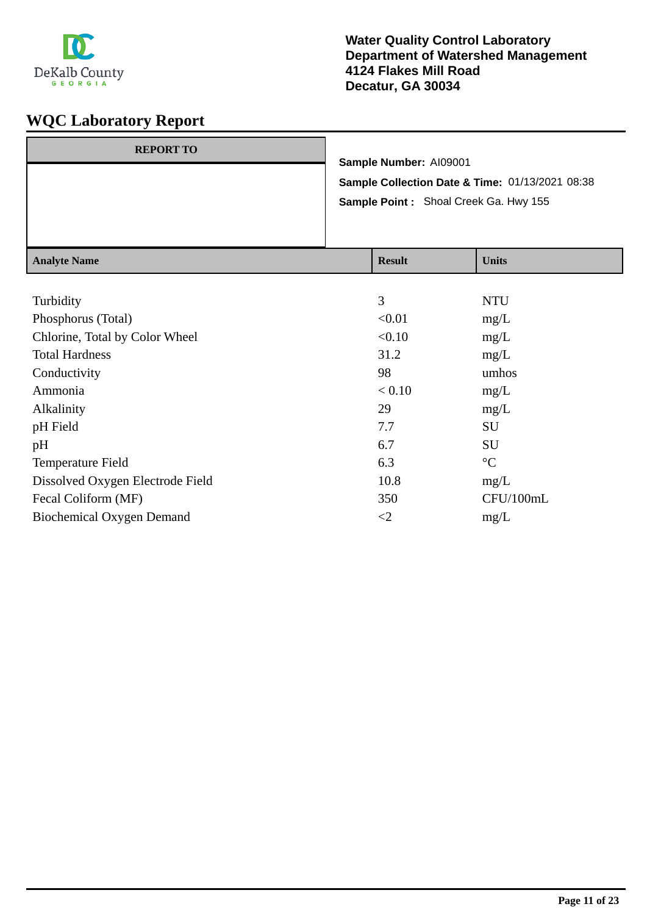DeKalb County
GEORGIA

**Water Quality Control Laboratory**
**Department of Watershed Management**
**4124 Flakes Mill Road**
**Decatur, GA 30034**

# WQC Laboratory Report

| REPORT TO |
|---|
| |

**Sample Number:** AI09001

**Sample Collection Date & Time:** 01/13/2021 08:38

**Sample Point :** Shoal Creek Ga. Hwy 155

| Analyte Name | Result | Units |
|---|---|---|
| Turbidity | 3 | NTU |
| Phosphorus (Total) | <0.01 | mg/L |
| Chlorine, Total by Color Wheel | <0.10 | mg/L |
| Total Hardness | 31.2 | mg/L |
| Conductivity | 98 | umhos |
| Ammonia | < 0.10 | mg/L |
| Alkalinity | 29 | mg/L |
| pH Field | 7.7 | SU |
| pH | 6.7 | SU |
| Temperature Field | 6.3 | °C |
| Dissolved Oxygen Electrode Field | 10.8 | mg/L |
| Fecal Coliform (MF) | 350 | CFU/100mL |
| Biochemical Oxygen Demand | <2 | mg/L |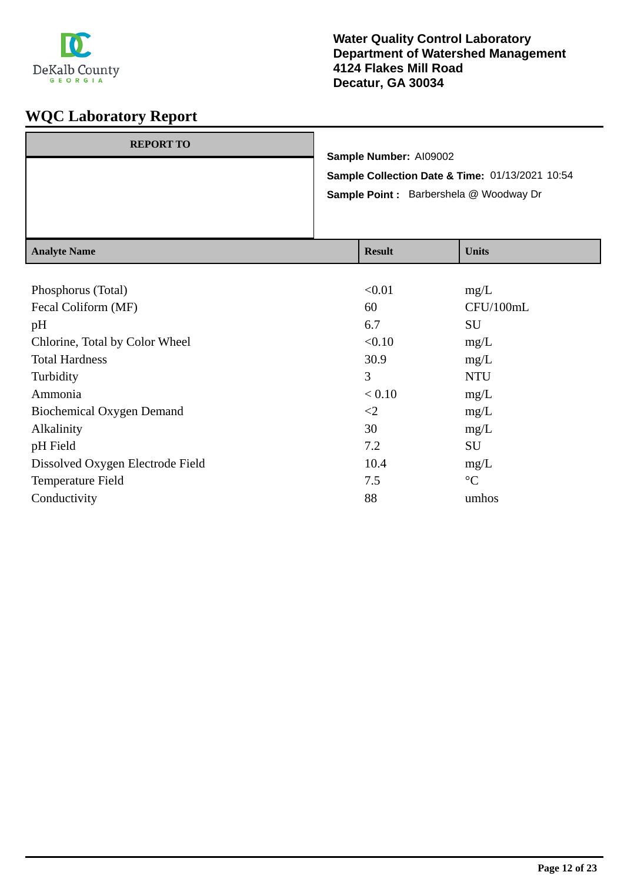DeKalb County
GEORGIA

**Water Quality Control Laboratory**
**Department of Watershed Management**
**4124 Flakes Mill Road**
**Decatur, GA 30034**

# WQC Laboratory Report

| REPORT TO |
|---|
| |

**Sample Number:** AI09002

**Sample Collection Date & Time:** 01/13/2021 10:54

**Sample Point :** Barbershela @ Woodway Dr

| Analyte Name | Result | Units |
|---|---|---|
| Phosphorus (Total) | <0.01 | mg/L |
| Fecal Coliform (MF) | 60 | CFU/100mL |
| pH | 6.7 | SU |
| Chlorine, Total by Color Wheel | <0.10 | mg/L |
| Total Hardness | 30.9 | mg/L |
| Turbidity | 3 | NTU |
| Ammonia | < 0.10 | mg/L |
| Biochemical Oxygen Demand | <2 | mg/L |
| Alkalinity | 30 | mg/L |
| pH Field | 7.2 | SU |
| Dissolved Oxygen Electrode Field | 10.4 | mg/L |
| Temperature Field | 7.5 | °C |
| Conductivity | 88 | umhos |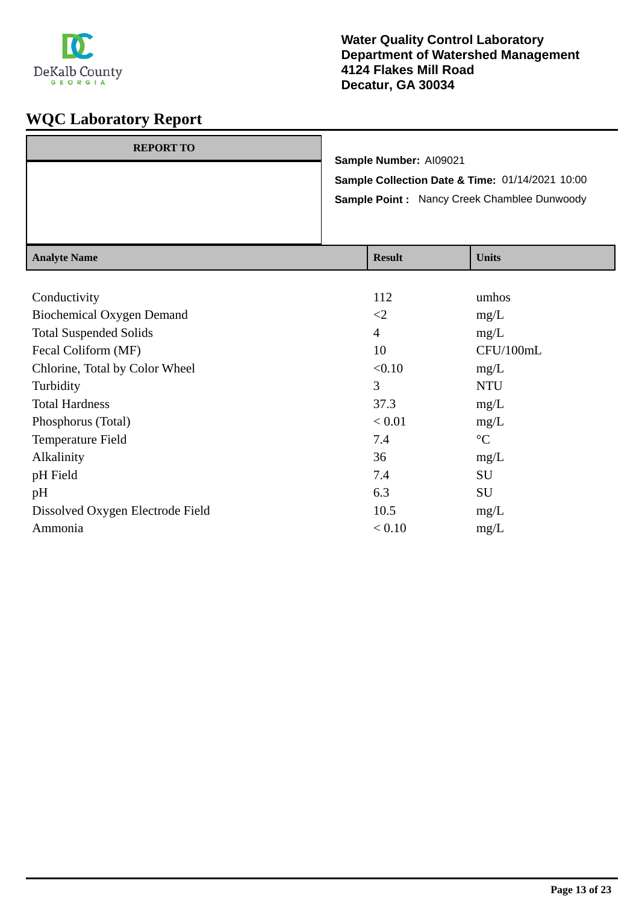Water Quality Control Laboratory
Department of Watershed Management
4124 Flakes Mill Road
Decatur, GA 30034

# WQC Laboratory Report

| REPORT TO |
| --- |
| |

**Sample Number:** AI09021

**Sample Collection Date & Time:** 01/14/2021 10:00

**Sample Point :** Nancy Creek Chamblee Dunwoody

| Analyte Name | Result | Units |
| --- | --- | --- |
| Conductivity | 112 | umhos |
| Biochemical Oxygen Demand | <2 | mg/L |
| Total Suspended Solids | 4 | mg/L |
| Fecal Coliform (MF) | 10 | CFU/100mL |
| Chlorine, Total by Color Wheel | <0.10 | mg/L |
| Turbidity | 3 | NTU |
| Total Hardness | 37.3 | mg/L |
| Phosphorus (Total) | < 0.01 | mg/L |
| Temperature Field | 7.4 | °C |
| Alkalinity | 36 | mg/L |
| pH Field | 7.4 | SU |
| pH | 6.3 | SU |
| Dissolved Oxygen Electrode Field | 10.5 | mg/L |
| Ammonia | < 0.10 | mg/L |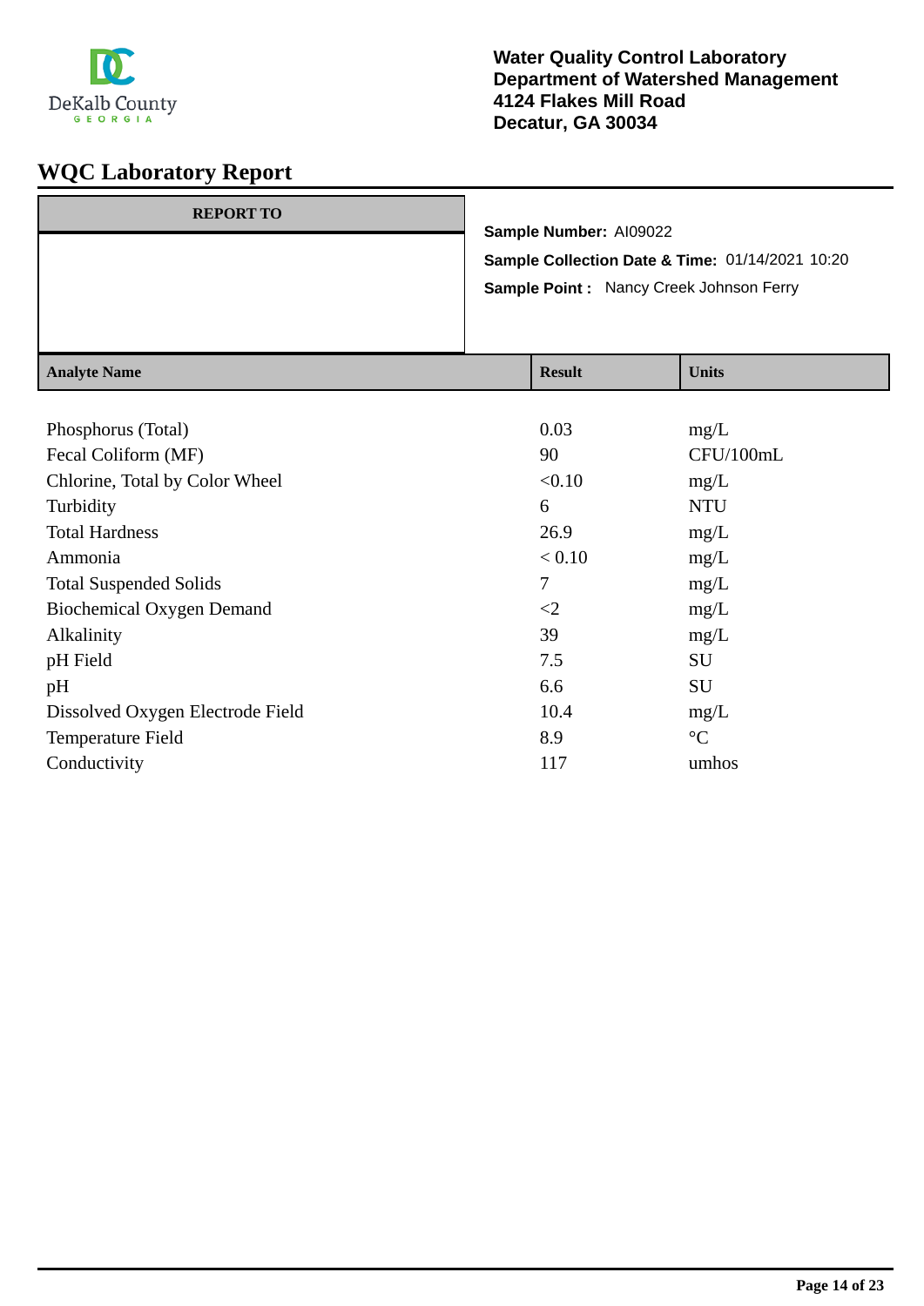DeKalb County
GEORGIA

**Water Quality Control Laboratory**
**Department of Watershed Management**
**4124 Flakes Mill Road**
**Decatur, GA 30034**

# WQC Laboratory Report

| REPORT TO |
|---|
| |

**Sample Number:** AI09022

**Sample Collection Date & Time:** 01/14/2021 10:20

**Sample Point :** Nancy Creek Johnson Ferry

| Analyte Name | Result | Units |
|---|---|---|
| Phosphorus (Total) | 0.03 | mg/L |
| Fecal Coliform (MF) | 90 | CFU/100mL |
| Chlorine, Total by Color Wheel | <0.10 | mg/L |
| Turbidity | 6 | NTU |
| Total Hardness | 26.9 | mg/L |
| Ammonia | < 0.10 | mg/L |
| Total Suspended Solids | 7 | mg/L |
| Biochemical Oxygen Demand | <2 | mg/L |
| Alkalinity | 39 | mg/L |
| pH Field | 7.5 | SU |
| pH | 6.6 | SU |
| Dissolved Oxygen Electrode Field | 10.4 | mg/L |
| Temperature Field | 8.9 | °C |
| Conductivity | 117 | umhos |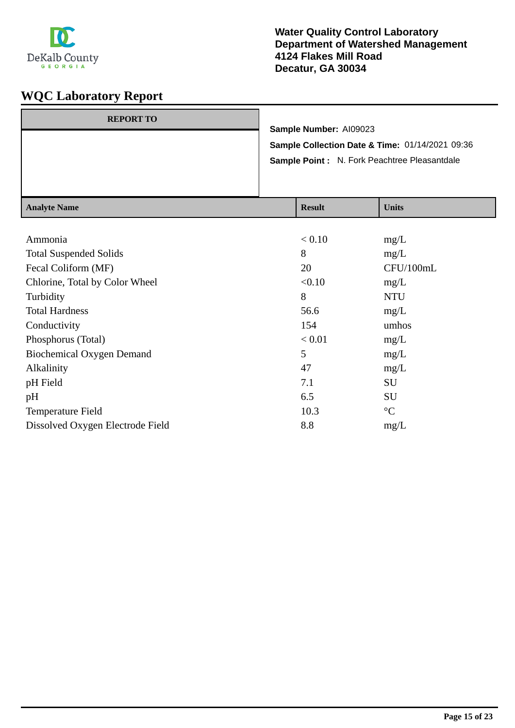**Water Quality Control Laboratory**
**Department of Watershed Management**
**4124 Flakes Mill Road**
**Decatur, GA 30034**

# WQC Laboratory Report

| REPORT TO |
|---|
| |

**Sample Number:** AI09023

**Sample Collection Date & Time:** 01/14/2021 09:36

**Sample Point :** N. Fork Peachtree Pleasantdale

| Analyte Name | Result | Units |
|---|---|---|
| Ammonia | < 0.10 | mg/L |
| Total Suspended Solids | 8 | mg/L |
| Fecal Coliform (MF) | 20 | CFU/100mL |
| Chlorine, Total by Color Wheel | <0.10 | mg/L |
| Turbidity | 8 | NTU |
| Total Hardness | 56.6 | mg/L |
| Conductivity | 154 | umhos |
| Phosphorus (Total) | < 0.01 | mg/L |
| Biochemical Oxygen Demand | 5 | mg/L |
| Alkalinity | 47 | mg/L |
| pH Field | 7.1 | SU |
| pH | 6.5 | SU |
| Temperature Field | 10.3 | °C |
| Dissolved Oxygen Electrode Field | 8.8 | mg/L |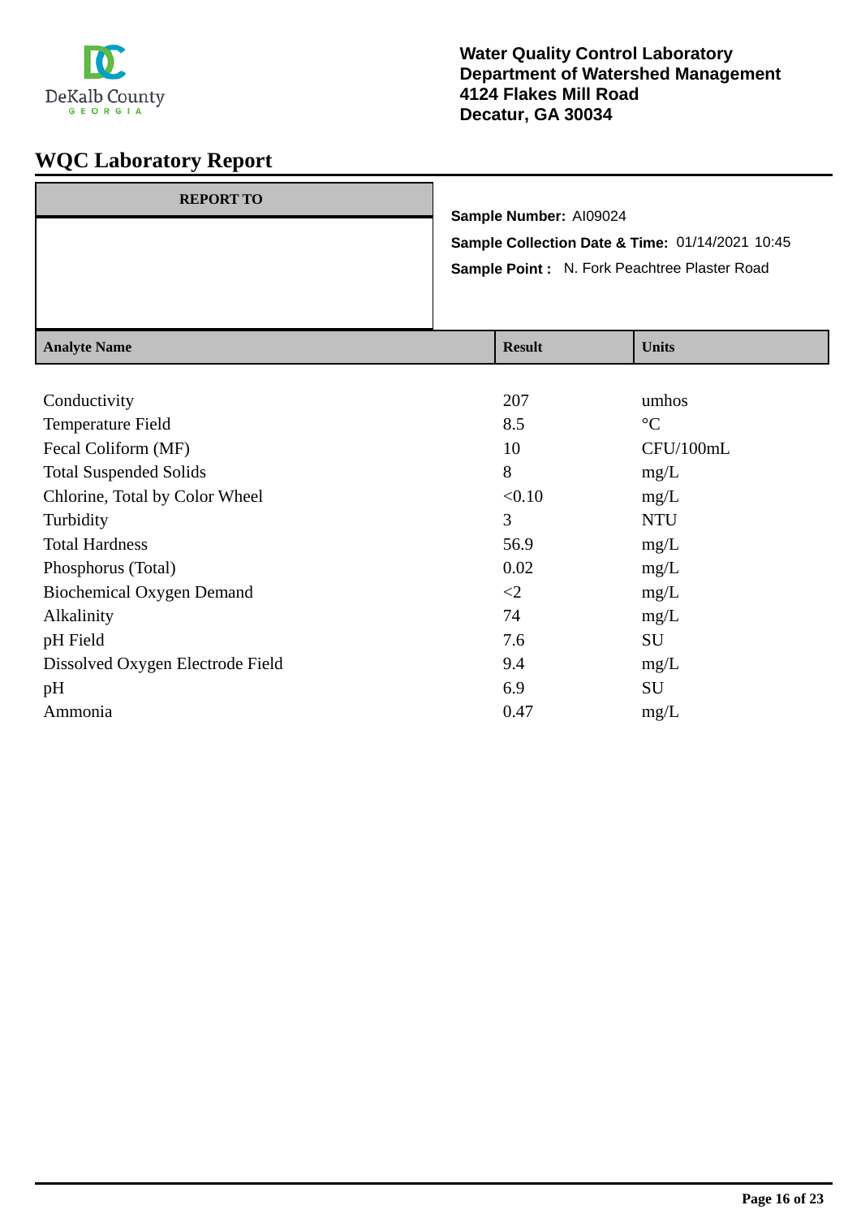DeKalb County
GEORGIA

**Water Quality Control Laboratory**
**Department of Watershed Management**
**4124 Flakes Mill Road**
**Decatur, GA 30034**

# WQC Laboratory Report

| REPORT TO |
|---|
| |

**Sample Number:** AI09024

**Sample Collection Date & Time:** 01/14/2021 10:45

**Sample Point :** N. Fork Peachtree Plaster Road

| Analyte Name | Result | Units |
|---|---|---|
| Conductivity | 207 | umhos |
| Temperature Field | 8.5 | °C |
| Fecal Coliform (MF) | 10 | CFU/100mL |
| Total Suspended Solids | 8 | mg/L |
| Chlorine, Total by Color Wheel | <0.10 | mg/L |
| Turbidity | 3 | NTU |
| Total Hardness | 56.9 | mg/L |
| Phosphorus (Total) | 0.02 | mg/L |
| Biochemical Oxygen Demand | <2 | mg/L |
| Alkalinity | 74 | mg/L |
| pH Field | 7.6 | SU |
| Dissolved Oxygen Electrode Field | 9.4 | mg/L |
| pH | 6.9 | SU |
| Ammonia | 0.47 | mg/L |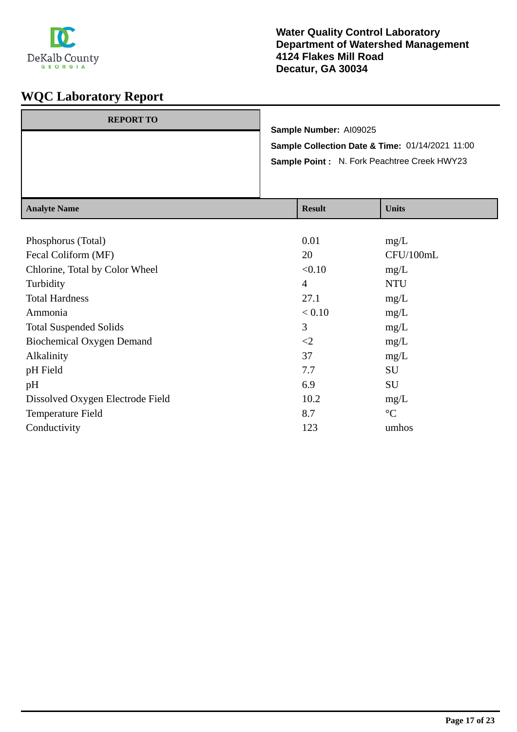**Water Quality Control Laboratory**
**Department of Watershed Management**
**4124 Flakes Mill Road**
**Decatur, GA 30034**

# WQC Laboratory Report

| REPORT TO |
|---|
| |

**Sample Number:** AI09025

**Sample Collection Date & Time:** 01/14/2021 11:00

**Sample Point :** N. Fork Peachtree Creek HWY23

| Analyte Name | Result | Units |
|---|---|---|
| Phosphorus (Total) | 0.01 | mg/L |
| Fecal Coliform (MF) | 20 | CFU/100mL |
| Chlorine, Total by Color Wheel | <0.10 | mg/L |
| Turbidity | 4 | NTU |
| Total Hardness | 27.1 | mg/L |
| Ammonia | < 0.10 | mg/L |
| Total Suspended Solids | 3 | mg/L |
| Biochemical Oxygen Demand | <2 | mg/L |
| Alkalinity | 37 | mg/L |
| pH Field | 7.7 | SU |
| pH | 6.9 | SU |
| Dissolved Oxygen Electrode Field | 10.2 | mg/L |
| Temperature Field | 8.7 | °C |
| Conductivity | 123 | umhos |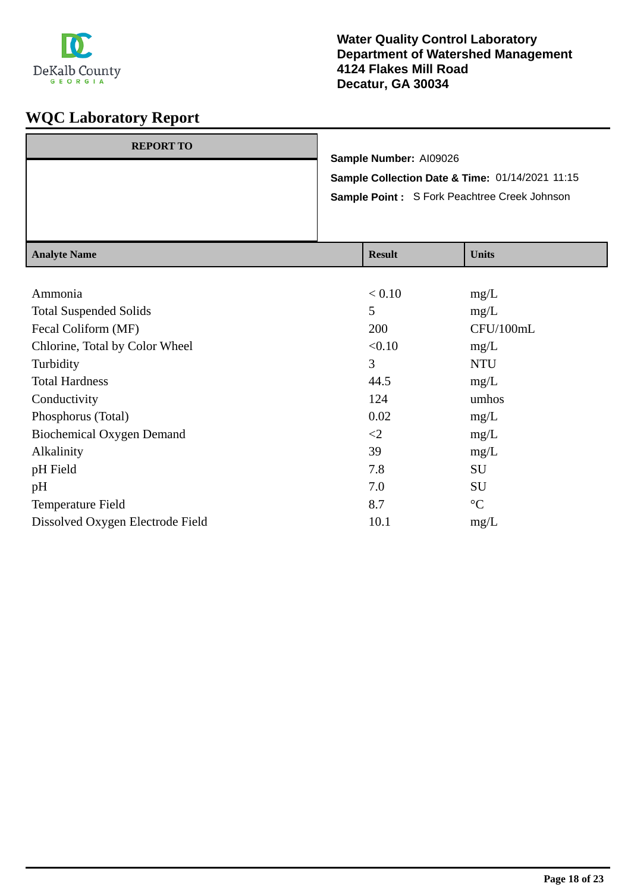DeKalb County
GEORGIA

**Water Quality Control Laboratory**
**Department of Watershed Management**
**4124 Flakes Mill Road**
**Decatur, GA 30034**

# WQC Laboratory Report

| REPORT TO |
|---|
| |

**Sample Number:** AI09026

**Sample Collection Date & Time:** 01/14/2021 11:15

**Sample Point :** S Fork Peachtree Creek Johnson

| Analyte Name | Result | Units |
|---|---|---|
| Ammonia | < 0.10 | mg/L |
| Total Suspended Solids | 5 | mg/L |
| Fecal Coliform (MF) | 200 | CFU/100mL |
| Chlorine, Total by Color Wheel | <0.10 | mg/L |
| Turbidity | 3 | NTU |
| Total Hardness | 44.5 | mg/L |
| Conductivity | 124 | umhos |
| Phosphorus (Total) | 0.02 | mg/L |
| Biochemical Oxygen Demand | <2 | mg/L |
| Alkalinity | 39 | mg/L |
| pH Field | 7.8 | SU |
| pH | 7.0 | SU |
| Temperature Field | 8.7 | °C |
| Dissolved Oxygen Electrode Field | 10.1 | mg/L |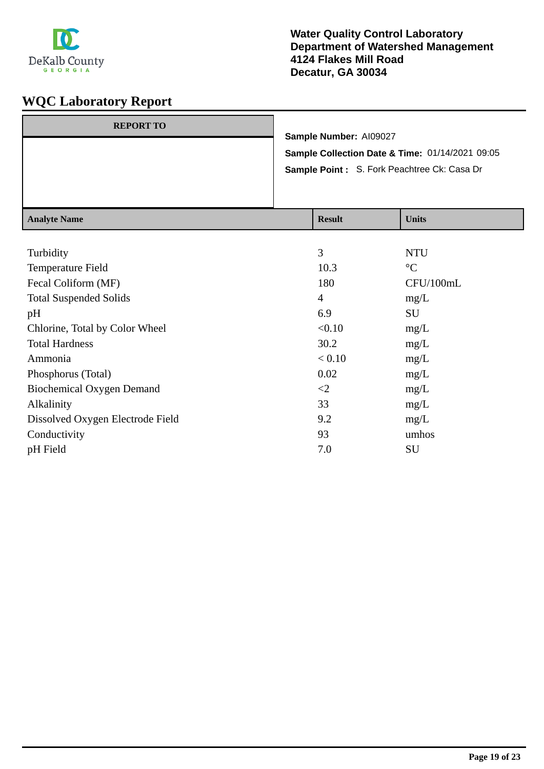DeKalb County
GEORGIA

**Water Quality Control Laboratory**
**Department of Watershed Management**
**4124 Flakes Mill Road**
**Decatur, GA 30034**

# WQC Laboratory Report

| REPORT TO |
|---|
| |

**Sample Number:** AI09027

**Sample Collection Date & Time:** 01/14/2021 09:05

**Sample Point :** S. Fork Peachtree Ck: Casa Dr

| Analyte Name | Result | Units |
|---|---|---|
| Turbidity | 3 | NTU |
| Temperature Field | 10.3 | °C |
| Fecal Coliform (MF) | 180 | CFU/100mL |
| Total Suspended Solids | 4 | mg/L |
| pH | 6.9 | SU |
| Chlorine, Total by Color Wheel | <0.10 | mg/L |
| Total Hardness | 30.2 | mg/L |
| Ammonia | < 0.10 | mg/L |
| Phosphorus (Total) | 0.02 | mg/L |
| Biochemical Oxygen Demand | <2 | mg/L |
| Alkalinity | 33 | mg/L |
| Dissolved Oxygen Electrode Field | 9.2 | mg/L |
| Conductivity | 93 | umhos |
| pH Field | 7.0 | SU |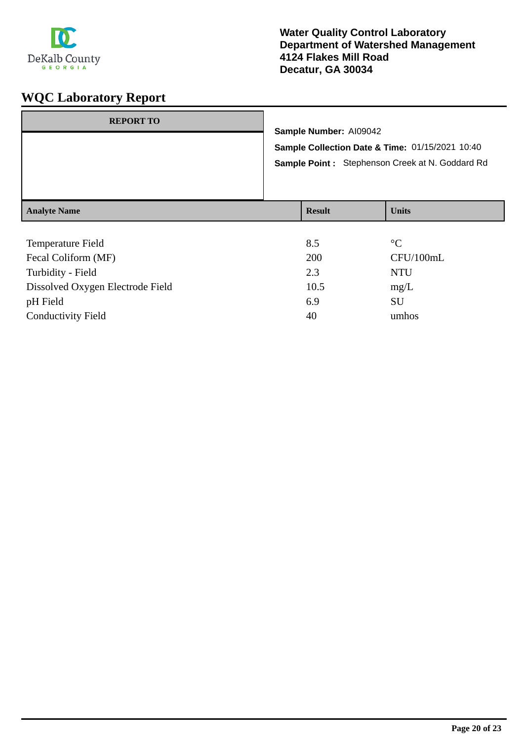**Water Quality Control Laboratory**
**Department of Watershed Management**
**4124 Flakes Mill Road**
**Decatur, GA 30034**

# WQC Laboratory Report

**REPORT TO**

**Sample Number:** AI09042

**Sample Collection Date & Time:** 01/15/2021 10:40

**Sample Point :** Stephenson Creek at N. Goddard Rd

| Analyte Name | Result | Units |
|---|---|---|
| Temperature Field | 8.5 | °C |
| Fecal Coliform (MF) | 200 | CFU/100mL |
| Turbidity - Field | 2.3 | NTU |
| Dissolved Oxygen Electrode Field | 10.5 | mg/L |
| pH Field | 6.9 | SU |
| Conductivity Field | 40 | umhos |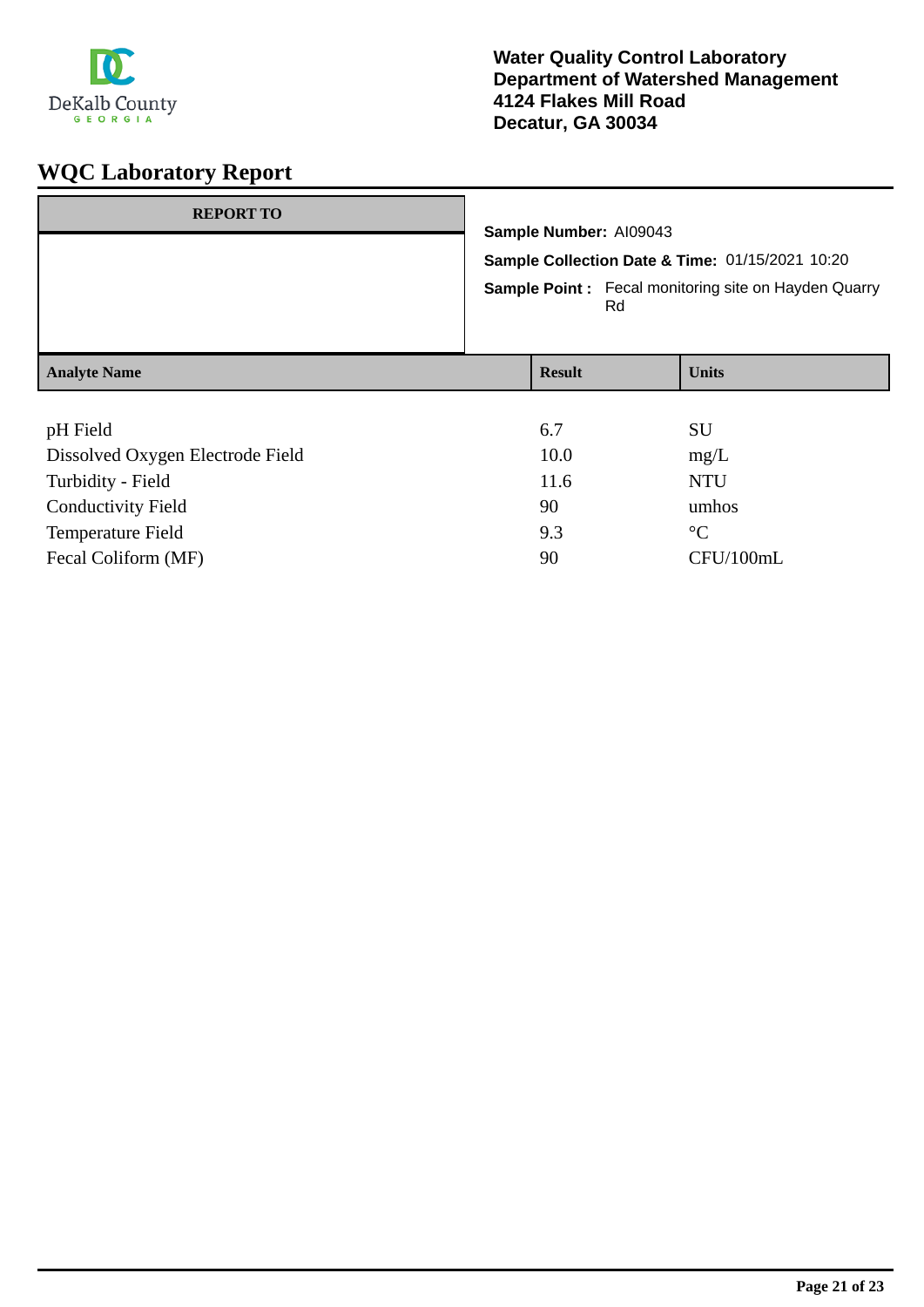**Water Quality Control Laboratory**
**Department of Watershed Management**
**4124 Flakes Mill Road**
**Decatur, GA 30034**

# WQC Laboratory Report

| REPORT TO |
|---|
| |

**Sample Number:** AI09043

**Sample Collection Date & Time:** 01/15/2021 10:20

**Sample Point :** Fecal monitoring site on Hayden Quarry Rd

| Analyte Name | Result | Units |
|---|---|---|
| pH Field | 6.7 | SU |
| Dissolved Oxygen Electrode Field | 10.0 | mg/L |
| Turbidity - Field | 11.6 | NTU |
| Conductivity Field | 90 | umhos |
| Temperature Field | 9.3 | °C |
| Fecal Coliform (MF) | 90 | CFU/100mL |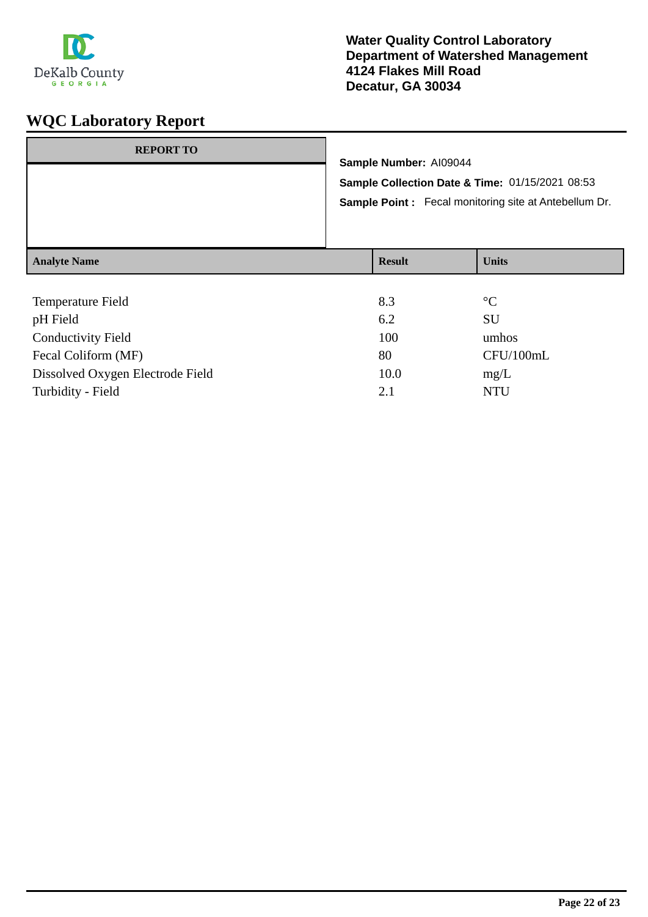DeKalb County
GEORGIA

**Water Quality Control Laboratory**
**Department of Watershed Management**
**4124 Flakes Mill Road**
**Decatur, GA 30034**

# WQC Laboratory Report

| REPORT TO |
|---|
| |

**Sample Number:** AI09044

**Sample Collection Date & Time:** 01/15/2021 08:53

**Sample Point :** Fecal monitoring site at Antebellum Dr.

| Analyte Name | Result | Units |
|---|---|---|
| Temperature Field | 8.3 | °C |
| pH Field | 6.2 | SU |
| Conductivity Field | 100 | umhos |
| Fecal Coliform (MF) | 80 | CFU/100mL |
| Dissolved Oxygen Electrode Field | 10.0 | mg/L |
| Turbidity - Field | 2.1 | NTU |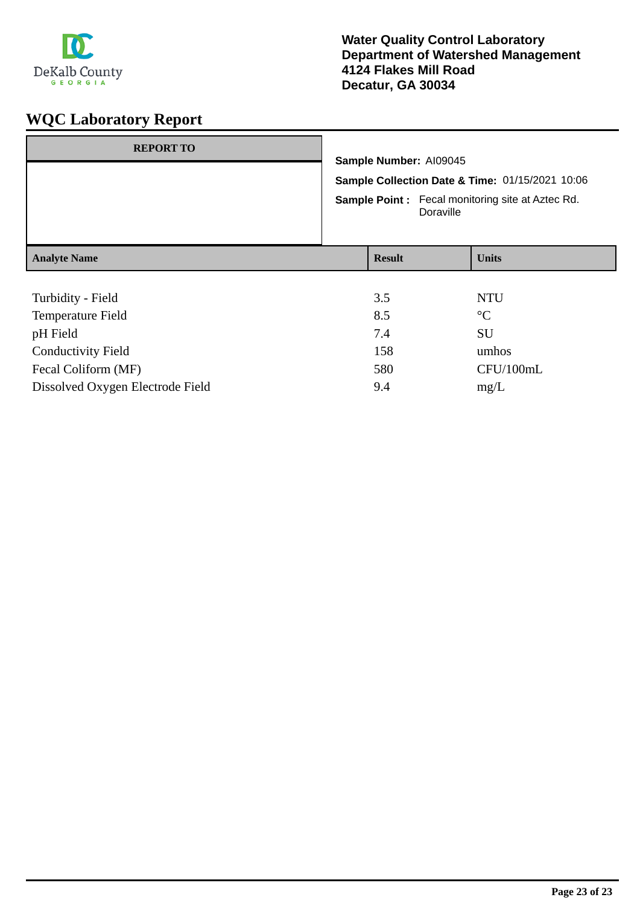DeKalb County
GEORGIA

**Water Quality Control Laboratory**
**Department of Watershed Management**
**4124 Flakes Mill Road**
**Decatur, GA 30034**

# WQC Laboratory Report

| REPORT TO |
|---|
| |

**Sample Number:** AI09045

**Sample Collection Date & Time:** 01/15/2021 10:06

**Sample Point :** Fecal monitoring site at Aztec Rd. Doraville

| Analyte Name | Result | Units |
|---|---|---|
| Turbidity - Field | 3.5 | NTU |
| Temperature Field | 8.5 | °C |
| pH Field | 7.4 | SU |
| Conductivity Field | 158 | umhos |
| Fecal Coliform (MF) | 580 | CFU/100mL |
| Dissolved Oxygen Electrode Field | 9.4 | mg/L |